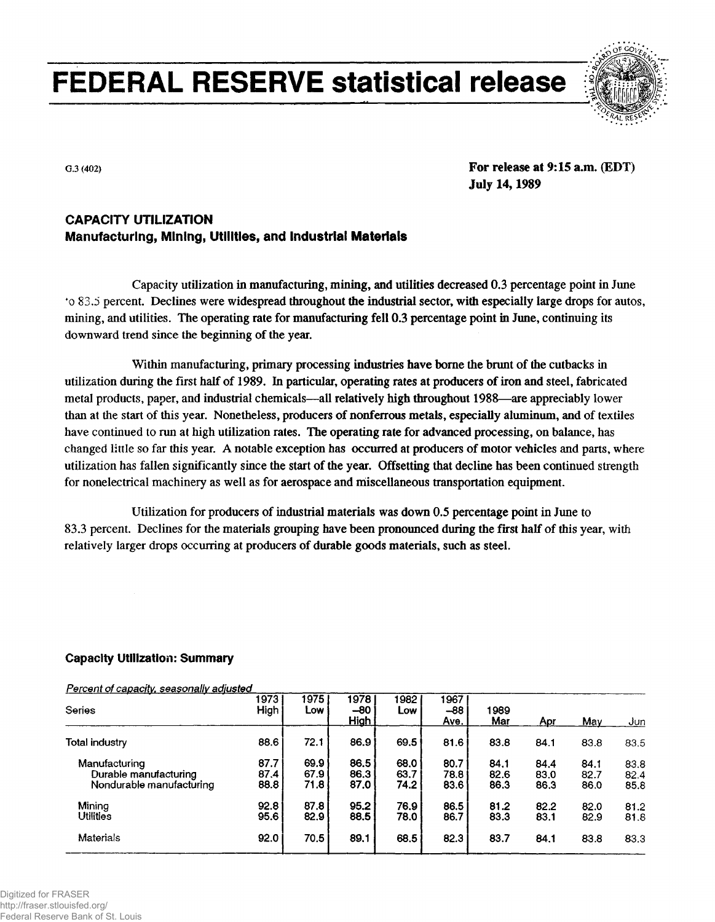# FEDERAL RESERVE statistical release

G.3 (402)

**For release at 9:15 a.m. (EDT)**
**July 14, 1989**

## CAPACITY UTILIZATION
### Manufacturing, Mining, Utilities, and Industrial Materials

Capacity utilization in manufacturing, mining, and utilities decreased 0.3 percentage point in June to 83.5 percent. Declines were widespread throughout the industrial sector, with especially large drops for autos, mining, and utilities. The operating rate for manufacturing fell 0.3 percentage point in June, continuing its downward trend since the beginning of the year.

Within manufacturing, primary processing industries have borne the brunt of the cutbacks in utilization during the first half of 1989. In particular, operating rates at producers of iron and steel, fabricated metal products, paper, and industrial chemicals—all relatively high throughout 1988—are appreciably lower than at the start of this year. Nonetheless, producers of nonferrous metals, especially aluminum, and of textiles have continued to run at high utilization rates. The operating rate for advanced processing, on balance, has changed little so far this year. A notable exception has occurred at producers of motor vehicles and parts, where utilization has fallen significantly since the start of the year. Offsetting that decline has been continued strength for nonelectrical machinery as well as for aerospace and miscellaneous transportation equipment.

Utilization for producers of industrial materials was down 0.5 percentage point in June to 83.3 percent. Declines for the materials grouping have been pronounced during the first half of this year, with relatively larger drops occurring at producers of durable goods materials, such as steel.

### Capacity Utilization: Summary

*Percent of capacity, seasonally adjusted*

| Series | 1973 High | 1975 Low | 1978 -80 High | 1982 Low | 1967 -88 Ave. | 1989 Mar | Apr | May | Jun |
|---|---|---|---|---|---|---|---|---|---|
| Total industry | 88.6 | 72.1 | 86.9 | 69.5 | 81.6 | 83.8 | 84.1 | 83.8 | 83.5 |
| Manufacturing | 87.7 | 69.9 | 86.5 | 68.0 | 80.7 | 84.1 | 84.4 | 84.1 | 83.8 |
| Durable manufacturing | 87.4 | 67.9 | 86.3 | 63.7 | 78.8 | 82.6 | 83.0 | 82.7 | 82.4 |
| Nondurable manufacturing | 88.8 | 71.8 | 87.0 | 74.2 | 83.6 | 86.3 | 86.3 | 86.0 | 85.8 |
| Mining | 92.8 | 87.8 | 95.2 | 76.9 | 86.5 | 81.2 | 82.2 | 82.0 | 81.2 |
| Utilities | 95.6 | 82.9 | 88.5 | 78.0 | 86.7 | 83.3 | 83.1 | 82.9 | 81.8 |
| Materials | 92.0 | 70.5 | 89.1 | 68.5 | 82.3 | 83.7 | 84.1 | 83.8 | 83.3 |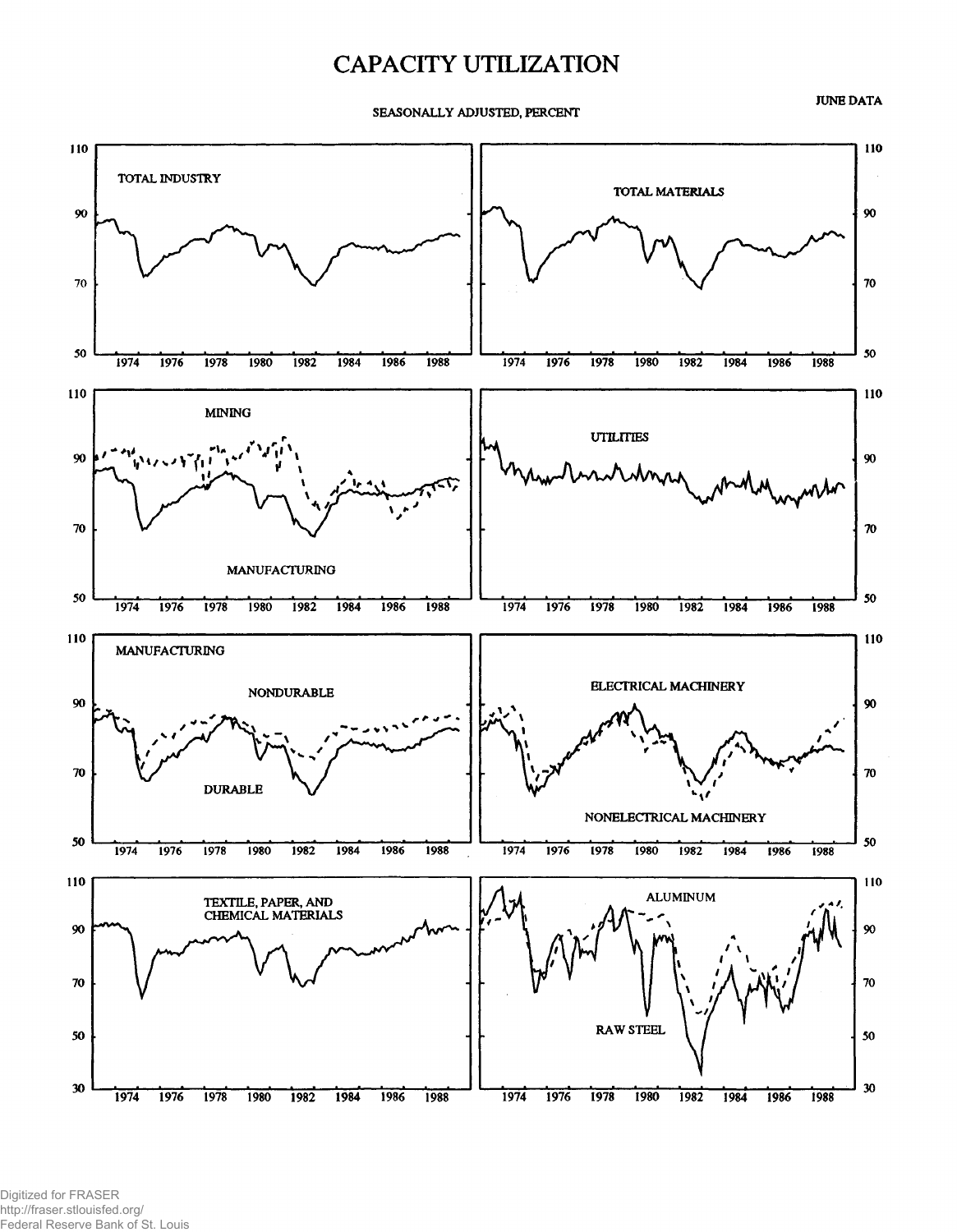# CAPACITY UTILIZATION

JUNE DATA

SEASONALLY ADJUSTED, PERCENT

TOTAL INDUSTRY

TOTAL MATERIALS

MINING

MANUFACTURING

UTILITIES

MANUFACTURING

NONDURABLE

DURABLE

ELECTRICAL MACHINERY

NONELECTRICAL MACHINERY

TEXTILE, PAPER, AND CHEMICAL MATERIALS

ALUMINUM

RAW STEEL

Digitized for FRASER
http://fraser.stlouisfed.org/
Federal Reserve Bank of St. Louis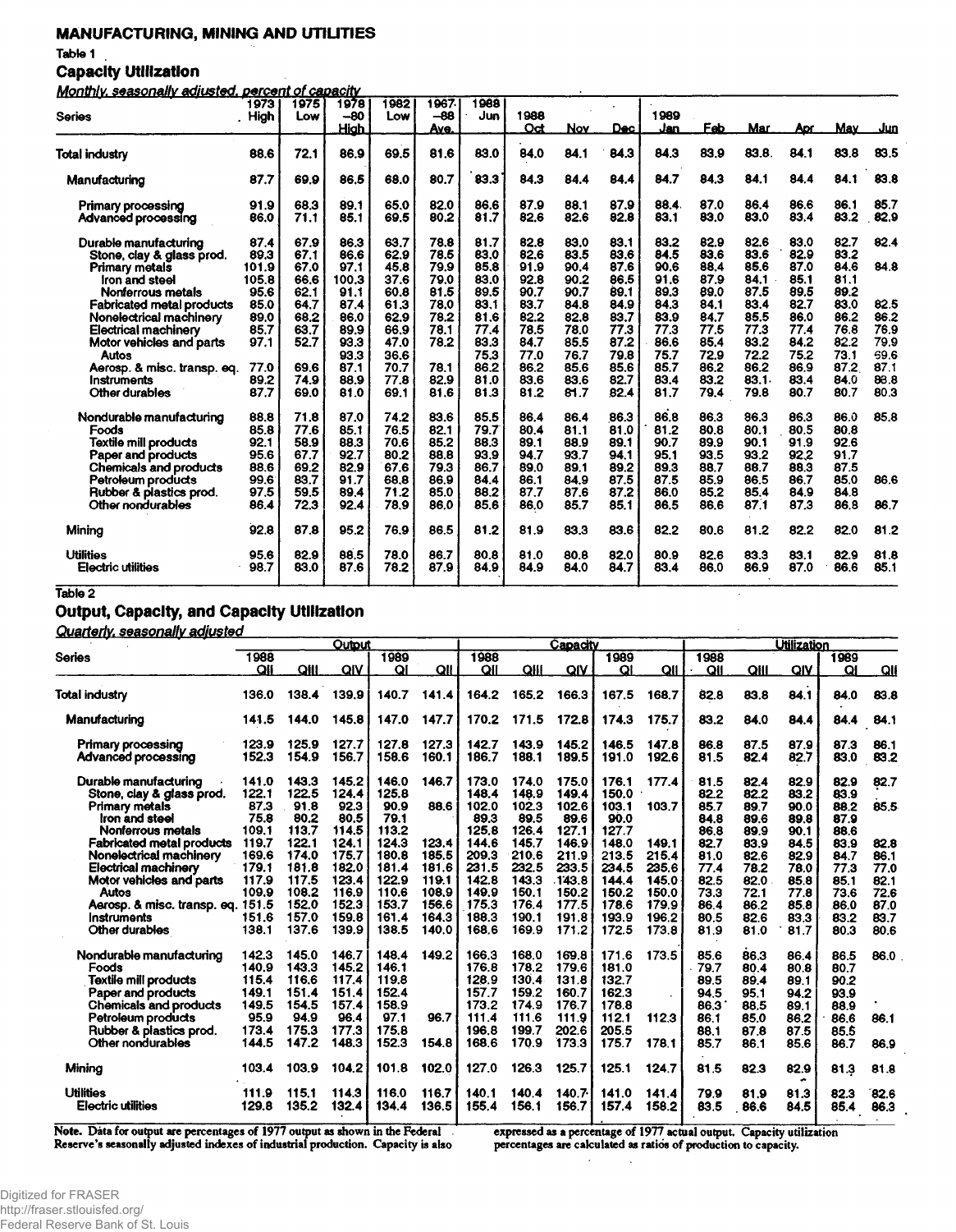# MANUFACTURING, MINING AND UTILITIES

Table 1

## Capacity Utilization

*Monthly, seasonally adjusted, percent of capacity*

| Series | 1973 High | 1975 Low | 1978 –80 High | 1982 Low | 1967 –88 Ave. | 1988 Jun | 1988 Oct | Nov | Dec | 1989 Jan | Feb | Mar | Apr | May | Jun |
|---|---|---|---|---|---|---|---|---|---|---|---|---|---|---|---|
| Total industry | 88.6 | 72.1 | 86.9 | 69.5 | 81.6 | 83.0 | 84.0 | 84.1 | 84.3 | 84.3 | 83.9 | 83.8 | 84.1 | 83.8 | 83.5 |
| Manufacturing | 87.7 | 69.9 | 86.5 | 68.0 | 80.7 | 83.3 | 84.3 | 84.4 | 84.4 | 84.7 | 84.3 | 84.1 | 84.4 | 84.1 | 83.8 |
| Primary processing | 91.9 | 68.3 | 89.1 | 65.0 | 82.0 | 86.6 | 87.9 | 88.1 | 87.9 | 88.4 | 87.0 | 86.4 | 86.6 | 86.1 | 85.7 |
| Advanced processing | 86.0 | 71.1 | 85.1 | 69.5 | 80.2 | 81.7 | 82.6 | 82.6 | 82.8 | 83.1 | 83.0 | 83.0 | 83.4 | 83.2 | 82.9 |
| Durable manufacturing | 87.4 | 67.9 | 86.3 | 63.7 | 78.8 | 81.7 | 82.8 | 83.0 | 83.1 | 83.2 | 82.9 | 82.6 | 83.0 | 82.7 | 82.4 |
| Stone, clay & glass prod. | 89.3 | 67.1 | 86.6 | 62.9 | 78.5 | 83.0 | 82.6 | 83.5 | 83.6 | 84.5 | 83.6 | 83.6 | 82.9 | 83.2 | |
| Primary metals | 101.9 | 67.0 | 97.1 | 45.8 | 79.9 | 85.8 | 91.9 | 90.4 | 87.6 | 90.6 | 88.4 | 85.6 | 87.0 | 84.6 | 84.8 |
| Iron and steel | 105.8 | 66.6 | 100.3 | 37.6 | 79.0 | 83.0 | 92.8 | 90.2 | 86.5 | 91.6 | 87.9 | 84.1 | 85.1 | 81.1 | |
| Nonferrous metals | 95.6 | 62.1 | 91.1 | 60.8 | 81.5 | 89.5 | 90.7 | 90.7 | 89.1 | 89.3 | 89.0 | 87.5 | 89.5 | 89.2 | |
| Fabricated metal products | 85.0 | 64.7 | 87.4 | 61.3 | 78.0 | 83.1 | 83.7 | 84.8 | 84.9 | 84.3 | 84.1 | 83.4 | 82.7 | 83.0 | 82.5 |
| Nonelectrical machinery | 89.0 | 68.2 | 86.0 | 62.9 | 78.2 | 81.6 | 82.2 | 82.8 | 83.7 | 83.9 | 84.7 | 85.5 | 86.0 | 86.2 | 86.2 |
| Electrical machinery | 85.7 | 63.7 | 89.9 | 66.9 | 78.1 | 77.4 | 78.5 | 78.0 | 77.3 | 77.3 | 77.5 | 77.3 | 77.4 | 76.8 | 76.9 |
| Motor vehicles and parts | 97.1 | 52.7 | 93.3 | 47.0 | 78.2 | 83.3 | 84.7 | 85.5 | 87.2 | 86.6 | 85.4 | 83.2 | 84.2 | 82.2 | 79.9 |
| Autos | | | 93.3 | 36.6 | | 75.3 | 77.0 | 76.7 | 79.8 | 75.7 | 72.9 | 72.2 | 75.2 | 73.1 | 69.6 |
| Aerosp. & misc. transp. eq. | 77.0 | 69.6 | 87.1 | 70.7 | 78.1 | 86.2 | 86.2 | 85.6 | 85.6 | 85.7 | 86.2 | 86.2 | 86.9 | 87.2 | 87.1 |
| Instruments | 89.2 | 74.9 | 88.9 | 77.8 | 82.9 | 81.0 | 83.6 | 83.6 | 82.7 | 83.4 | 83.2 | 83.1 | 83.4 | 84.0 | 88.8 |
| Other durables | 87.7 | 69.0 | 81.0 | 69.1 | 81.6 | 81.3 | 81.2 | 81.7 | 82.4 | 81.7 | 79.4 | 79.8 | 80.7 | 80.7 | 80.3 |
| Nondurable manufacturing | 88.8 | 71.8 | 87.0 | 74.2 | 83.6 | 85.5 | 86.4 | 86.4 | 86.3 | 86.8 | 86.3 | 86.3 | 86.3 | 86.0 | 85.8 |
| Foods | 85.8 | 77.6 | 85.1 | 76.5 | 82.1 | 79.7 | 80.4 | 81.1 | 81.0 | 81.2 | 80.8 | 80.1 | 80.5 | 80.8 | |
| Textile mill products | 92.1 | 58.9 | 88.3 | 70.6 | 85.2 | 88.3 | 89.1 | 88.9 | 89.1 | 90.7 | 89.9 | 90.1 | 91.9 | 92.6 | |
| Paper and products | 95.6 | 67.7 | 92.7 | 80.2 | 88.8 | 93.9 | 94.7 | 93.7 | 94.1 | 95.1 | 93.5 | 93.2 | 92.2 | 91.7 | |
| Chemicals and products | 88.6 | 69.2 | 82.9 | 67.6 | 79.3 | 86.7 | 89.0 | 89.1 | 89.2 | 89.3 | 88.7 | 88.7 | 88.3 | 87.5 | |
| Petroleum products | 99.6 | 83.7 | 91.7 | 68.8 | 86.9 | 84.4 | 86.1 | 84.9 | 87.5 | 87.5 | 85.9 | 86.5 | 86.7 | 85.0 | 86.6 |
| Rubber & plastics prod. | 97.5 | 59.5 | 89.4 | 71.2 | 85.0 | 88.2 | 87.7 | 87.6 | 87.2 | 86.0 | 85.2 | 85.4 | 84.9 | 84.8 | |
| Other nondurables | 86.4 | 72.3 | 92.4 | 78.9 | 86.0 | 85.6 | 86.0 | 85.7 | 85.1 | 86.5 | 86.6 | 87.1 | 87.3 | 86.8 | 86.7 |
| Mining | 92.8 | 87.8 | 95.2 | 76.9 | 86.5 | 81.2 | 81.9 | 83.3 | 83.6 | 82.2 | 80.6 | 81.2 | 82.2 | 82.0 | 81.2 |
| Utilities | 95.6 | 82.9 | 88.5 | 78.0 | 86.7 | 80.8 | 81.0 | 80.8 | 82.0 | 80.9 | 82.6 | 83.3 | 83.1 | 82.9 | 81.8 |
| Electric utilities | 98.7 | 83.0 | 87.6 | 78.2 | 87.9 | 84.9 | 84.9 | 84.0 | 84.7 | 83.4 | 86.0 | 86.9 | 87.0 | 86.6 | 85.1 |

Table 2

## Output, Capacity, and Capacity Utilization

*Quarterly, seasonally adjusted*

| Series | Output | | | | | Capacity | | | | | Utilization | | | | |
|---|---|---|---|---|---|---|---|---|---|---|---|---|---|---|---|
| | 1988 QII | QIII | QIV | 1989 QI | QII | 1988 QII | QIII | QIV | 1989 QI | QII | 1988 QII | QIII | QIV | 1989 QI | QII |
| Total industry | 136.0 | 138.4 | 139.9 | 140.7 | 141.4 | 164.2 | 165.2 | 166.3 | 167.5 | 168.7 | 82.8 | 83.8 | 84.1 | 84.0 | 83.8 |
| Manufacturing | 141.5 | 144.0 | 145.8 | 147.0 | 147.7 | 170.2 | 171.5 | 172.8 | 174.3 | 175.7 | 83.2 | 84.0 | 84.4 | 84.4 | 84.1 |
| Primary processing | 123.9 | 125.9 | 127.7 | 127.8 | 127.3 | 142.7 | 143.9 | 145.2 | 146.5 | 147.8 | 86.8 | 87.5 | 87.9 | 87.3 | 86.1 |
| Advanced processing | 152.3 | 154.9 | 156.7 | 158.6 | 160.1 | 186.7 | 188.1 | 189.5 | 191.0 | 192.6 | 81.5 | 82.4 | 82.7 | 83.0 | 83.2 |
| Durable manufacturing | 141.0 | 143.3 | 145.2 | 146.0 | 146.7 | 173.0 | 174.0 | 175.0 | 176.1 | 177.4 | 81.5 | 82.4 | 82.9 | 82.9 | 82.7 |
| Stone, clay & glass prod. | 122.1 | 122.5 | 124.4 | 125.8 | | 148.4 | 148.9 | 149.4 | 150.0 | | 82.2 | 82.2 | 83.2 | 83.9 | |
| Primary metals | 87.3 | 91.8 | 92.3 | 90.9 | 88.6 | 102.0 | 102.3 | 102.6 | 103.1 | 103.7 | 85.7 | 89.7 | 90.0 | 88.2 | 85.5 |
| Iron and steel | 75.8 | 80.2 | 80.5 | 79.1 | | 89.3 | 89.5 | 89.6 | 90.0 | | 84.8 | 89.6 | 89.8 | 87.9 | |
| Nonferrous metals | 109.1 | 113.7 | 114.5 | 113.2 | | 125.8 | 126.4 | 127.1 | 127.7 | | 86.8 | 89.9 | 90.1 | 88.6 | |
| Fabricated metal products | 119.7 | 122.1 | 124.1 | 124.3 | 123.4 | 144.6 | 145.7 | 146.9 | 148.0 | 149.1 | 82.7 | 83.9 | 84.5 | 83.9 | 82.8 |
| Nonelectrical machinery | 169.6 | 174.0 | 175.7 | 180.8 | 185.5 | 209.3 | 210.6 | 211.9 | 213.5 | 215.4 | 81.0 | 82.6 | 82.9 | 84.7 | 86.1 |
| Electrical machinery | 179.1 | 181.8 | 182.0 | 181.4 | 181.6 | 231.5 | 232.5 | 233.5 | 234.5 | 235.6 | 77.4 | 78.2 | 78.0 | 77.3 | 77.0 |
| Motor vehicles and parts | 117.9 | 117.5 | 123.4 | 122.9 | 119.1 | 142.8 | 143.3 | 143.8 | 144.4 | 145.0 | 82.5 | 82.0 | 85.8 | 85.1 | 82.1 |
| Autos | 109.9 | 108.2 | 116.9 | 110.6 | 108.9 | 149.9 | 150.1 | 150.2 | 150.2 | 150.0 | 73.3 | 72.1 | 77.8 | 73.6 | 72.6 |
| Aerosp. & misc. transp. eq. | 151.5 | 152.0 | 152.3 | 153.7 | 156.6 | 175.3 | 176.4 | 177.5 | 178.6 | 179.9 | 86.4 | 86.2 | 85.8 | 86.0 | 87.0 |
| Instruments | 151.6 | 157.0 | 159.8 | 161.4 | 164.3 | 188.3 | 190.1 | 191.8 | 193.9 | 196.2 | 80.5 | 82.6 | 83.3 | 83.2 | 83.7 |
| Other durables | 138.1 | 137.6 | 139.9 | 138.5 | 140.0 | 168.6 | 169.9 | 171.2 | 172.5 | 173.8 | 81.9 | 81.0 | 81.7 | 80.3 | 80.6 |
| Nondurable manufacturing | 142.3 | 145.0 | 146.7 | 148.4 | 149.2 | 166.3 | 168.0 | 169.8 | 171.6 | 173.5 | 85.6 | 86.3 | 86.4 | 86.5 | 86.0 |
| Foods | 140.9 | 143.3 | 145.2 | 146.1 | | 176.8 | 178.2 | 179.6 | 181.0 | | 79.7 | 80.4 | 80.8 | 80.7 | |
| Textile mill products | 115.4 | 116.6 | 117.4 | 119.8 | | 128.9 | 130.4 | 131.8 | 132.7 | | 89.5 | 89.4 | 89.1 | 90.2 | |
| Paper and products | 149.1 | 151.4 | 151.4 | 152.4 | | 157.7 | 159.2 | 160.7 | 162.3 | | 94.5 | 95.1 | 94.2 | 93.9 | |
| Chemicals and products | 149.5 | 154.5 | 157.4 | 158.9 | | 173.2 | 174.9 | 176.7 | 178.8 | | 86.3 | 88.5 | 89.1 | 88.9 | |
| Petroleum products | 95.9 | 94.9 | 96.4 | 97.1 | 96.7 | 111.4 | 111.6 | 111.9 | 112.1 | 112.3 | 86.1 | 85.0 | 86.2 | 86.6 | 86.1 |
| Rubber & plastics prod. | 173.4 | 175.3 | 177.3 | 175.8 | | 196.8 | 199.7 | 202.6 | 205.5 | | 88.1 | 87.8 | 87.5 | 85.5 | |
| Other nondurables | 144.5 | 147.2 | 148.3 | 152.3 | 154.8 | 168.6 | 170.9 | 173.3 | 175.7 | 178.1 | 85.7 | 86.1 | 85.6 | 86.7 | 86.9 |
| Mining | 103.4 | 103.9 | 104.2 | 101.8 | 102.0 | 127.0 | 126.3 | 125.7 | 125.1 | 124.7 | 81.5 | 82.3 | 82.9 | 81.3 | 81.8 |
| Utilities | 111.9 | 115.1 | 114.3 | 116.0 | 116.7 | 140.1 | 140.4 | 140.7 | 141.0 | 141.4 | 79.9 | 81.9 | 81.3 | 82.3 | 82.6 |
| Electric utilities | 129.8 | 135.2 | 132.4 | 134.4 | 136.5 | 155.4 | 156.1 | 156.7 | 157.4 | 158.2 | 83.5 | 86.6 | 84.5 | 85.4 | 86.3 |

Note. Data for output are percentages of 1977 output as shown in the Federal Reserve's seasonally adjusted indexes of industrial production. Capacity is also expressed as a percentage of 1977 actual output. Capacity utilization percentages are calculated as ratios of production to capacity.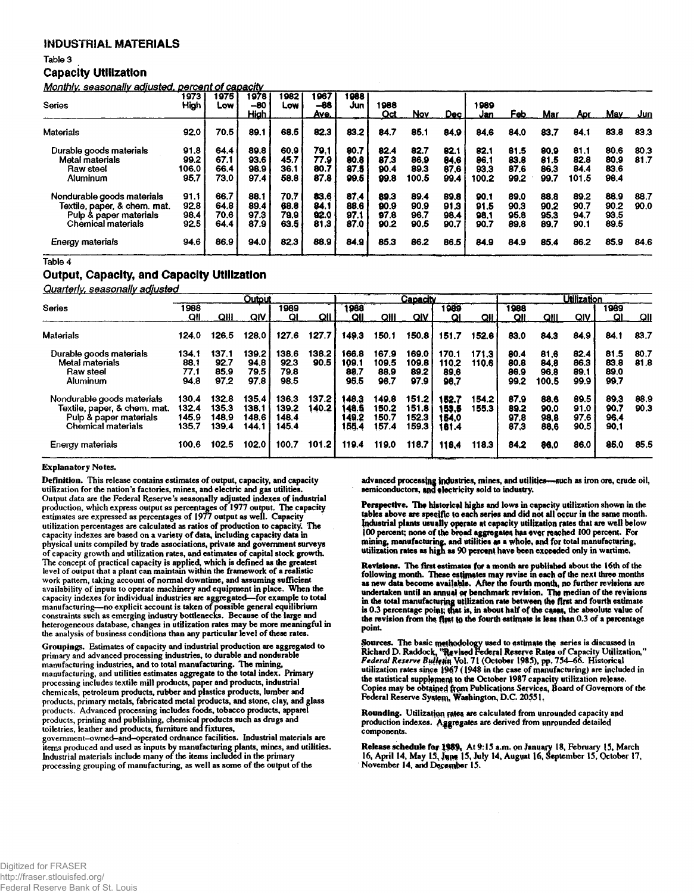## INDUSTRIAL MATERIALS

Table 3

### Capacity Utilization

*Monthly, seasonally adjusted, percent of capacity*

| Series | 1973 High | 1975 Low | 1978 –80 High | 1982 Low | 1967 –88 Ave. | 1988 Jun | 1988 Oct | Nov | Dec | 1989 Jan | Feb | Mar | Apr | May | Jun |
|---|---|---|---|---|---|---|---|---|---|---|---|---|---|---|---|
| Materials | 92.0 | 70.5 | 89.1 | 68.5 | 82.3 | 83.2 | 84.7 | 85.1 | 84.9 | 84.6 | 84.0 | 83.7 | 84.1 | 83.8 | 83.3 |
| Durable goods materials | 91.8 | 64.4 | 89.8 | 60.9 | 79.1 | 80.7 | 82.4 | 82.7 | 82.1 | 82.1 | 81.5 | 80.9 | 81.1 | 80.6 | 80.3 |
| Metal materials | 99.2 | 67.1 | 93.6 | 45.7 | 77.9 | 80.8 | 87.3 | 86.9 | 84.6 | 86.1 | 83.8 | 81.5 | 82.8 | 80.9 | 81.7 |
| Raw steel | 106.0 | 66.4 | 98.9 | 36.1 | 80.7 | 87.8 | 90.4 | 89.3 | 87.6 | 93.3 | 87.6 | 86.3 | 84.4 | 83.6 | |
| Aluminum | 95.7 | 73.0 | 97.4 | 58.8 | 87.8 | 99.5 | 99.8 | 100.5 | 99.4 | 100.2 | 99.2 | 99.7 | 101.5 | 98.4 | |
| Nondurable goods materials | 91.1 | 66.7 | 88.1 | 70.7 | 83.6 | 87.4 | 89.3 | 89.4 | 89.8 | 90.1 | 89.0 | 88.8 | 89.2 | 88.9 | 88.7 |
| Textile, paper, & chem. mat. | 92.8 | 64.8 | 89.4 | 68.8 | 84.1 | 88.6 | 90.9 | 90.9 | 91.3 | 91.5 | 90.3 | 90.2 | 90.7 | 90.2 | 90.0 |
| Pulp & paper materials | 98.4 | 70.6 | 97.3 | 79.9 | 92.0 | 97.1 | 97.8 | 96.7 | 98.4 | 98.1 | 95.8 | 95.3 | 94.7 | 93.5 | |
| Chemical materials | 92.5 | 64.4 | 87.9 | 63.5 | 81.3 | 87.0 | 90.2 | 90.5 | 90.7 | 90.7 | 89.8 | 89.7 | 90.1 | 89.5 | |
| Energy materials | 94.6 | 86.9 | 94.0 | 82.3 | 88.9 | 84.9 | 85.3 | 86.2 | 86.5 | 84.9 | 84.9 | 85.4 | 86.2 | 85.9 | 84.6 |

Table 4

### Output, Capacity, and Capacity Utilization

*Quarterly, seasonally adjusted*

| Series | Output | | | | | Capacity | | | | | Utilization | | | | |
|---|---|---|---|---|---|---|---|---|---|---|---|---|---|---|---|
| | 1988 QII | QIII | QIV | 1989 QI | QII | 1988 QII | QIII | QIV | 1989 QI | QII | 1988 QII | QIII | QIV | 1989 QI | QII |
| Materials | 124.0 | 126.5 | 128.0 | 127.6 | 127.7 | 149.3 | 150.1 | 150.8 | 151.7 | 152.6 | 83.0 | 84.3 | 84.9 | 84.1 | 83.7 |
| Durable goods materials | 134.1 | 137.1 | 139.2 | 138.6 | 138.2 | 166.8 | 167.9 | 169.0 | 170.1 | 171.3 | 80.4 | 81.6 | 82.4 | 81.5 | 80.7 |
| Metal materials | 88.1 | 92.7 | 94.8 | 92.3 | 90.5 | 109.1 | 109.5 | 109.8 | 110.2 | 110.6 | 80.8 | 84.8 | 86.3 | 83.8 | 81.8 |
| Raw steel | 77.1 | 85.9 | 79.5 | 79.8 | | 88.7 | 88.9 | 89.2 | 89.6 | | 86.9 | 96.8 | 89.1 | 89.0 | |
| Aluminum | 94.8 | 97.2 | 97.8 | 98.5 | | 95.5 | 96.7 | 97.9 | 98.7 | | 99.2 | 100.5 | 99.9 | 99.7 | |
| Nondurable goods materials | 130.4 | 132.8 | 135.4 | 136.3 | 137.2 | 148.3 | 149.8 | 151.2 | 152.7 | 154.2 | 87.9 | 88.6 | 89.5 | 89.3 | 88.9 |
| Textile, paper, & chem. mat. | 132.4 | 135.3 | 138.1 | 139.2 | 140.2 | 148.5 | 150.2 | 151.8 | 153.5 | 155.3 | 89.2 | 90.0 | 91.0 | 90.7 | 90.3 |
| Pulp & paper materials | 145.9 | 148.9 | 148.6 | 148.4 | | 149.2 | 150.7 | 152.3 | 154.0 | | 97.8 | 98.8 | 97.6 | 96.4 | |
| Chemical materials | 135.7 | 139.4 | 144.1 | 145.4 | | 155.4 | 157.4 | 159.3 | 161.4 | | 87.3 | 88.6 | 90.5 | 90.1 | |
| Energy materials | 100.6 | 102.5 | 102.0 | 100.7 | 101.2 | 119.4 | 119.0 | 118.7 | 118.4 | 118.3 | 84.2 | 86.0 | 86.0 | 85.0 | 85.5 |

**Explanatory Notes.**

**Definition.** This release contains estimates of output, capacity, and capacity utilization for the nation's factories, mines, and electric and gas utilities. Output data are the Federal Reserve's seasonally adjusted indexes of industrial production, which express output as percentages of 1977 output. The capacity estimates are expressed as percentages of 1977 output as well. Capacity utilization percentages are calculated as ratios of production to capacity. The capacity indexes are based on a variety of data, including capacity data in physical units compiled by trade associations, private and government surveys of capacity growth and utilization rates, and estimates of capital stock growth. The concept of practical capacity is applied, which is defined as the greatest level of output that a plant can maintain within the framework of a realistic work pattern, taking account of normal downtime, and assuming sufficient availability of inputs to operate machinery and equipment in place. When the capacity indexes for individual industries are aggregated—for example to total manufacturing—no explicit account is taken of possible general equilibrium constraints such as emerging industry bottlenecks. Because of the large and heterogeneous database, changes in utilization rates may be more meaningful in the analysis of business conditions than any particular level of these rates.

**Groupings.** Estimates of capacity and industrial production are aggregated to primary and advanced processing industries, to durable and nondurable manufacturing industries, and to total manufacturing. The mining, manufacturing, and utilities estimates aggregate to the total index. Primary processing includes textile mill products, paper and products, industrial chemicals, petroleum products, rubber and plastics products, lumber and products, primary metals, fabricated metal products, and stone, clay, and glass products. Advanced processing includes foods, tobacco products, apparel products, printing and publishing, chemical products such as drugs and toiletries, leather and products, furniture and fixtures, government–owned–and–operated ordnance facilities. Industrial materials are items produced and used as inputs by manufacturing plants, mines, and utilities. Industrial materials include many of the items included in the primary processing grouping of manufacturing, as well as some of the output of the advanced processing industries, mines, and utilities—such as iron ore, crude oil, semiconductors, and electricity sold to industry.

**Perspective.** The historical highs and lows in capacity utilization shown in the tables above are specific to each series and did not all occur in the same month. Industrial plants usually operate at capacity utilization rates that are well below 100 percent; none of the broad aggregates has ever reached 100 percent. For mining, manufacturing, and utilities as a whole, and for total manufacturing, utilization rates as high as 90 percent have been exceeded only in wartime.

**Revisions.** The first estimates for a month are published about the 16th of the following month. These estimates may revise in each of the next three months as new data become available. After the fourth month, no further revisions are undertaken until an annual or benchmark revision. The median of the revisions in the total manufacturing utilization rate between the first and fourth estimate is 0.3 percentage point; that is, in about half of the cases, the absolute value of the revision from the first to the fourth estimate is less than 0.3 of a percentage point.

**Sources.** The basic methodology used to estimate the series is discussed in Richard D. Raddock, "Revised Federal Reserve Rates of Capacity Utilization," *Federal Reserve Bulletin* Vol. 71 (October 1985), pp. 754–66. Historical utilization rates since 1967 (1948 in the case of manufacturing) are included in the statistical supplement to the October 1987 capacity utilization release. Copies may be obtained from Publications Services, Board of Governors of the Federal Reserve System, Washington, D.C. 20551.

**Rounding.** Utilization rates are calculated from unrounded capacity and production indexes. Aggregates are derived from unrounded detailed components.

**Release schedule for 1989.** At 9:15 a.m. on January 18, February 15, March 16, April 14, May 15, June 15, July 14, August 16, September 15, October 17, November 14, and December 15.